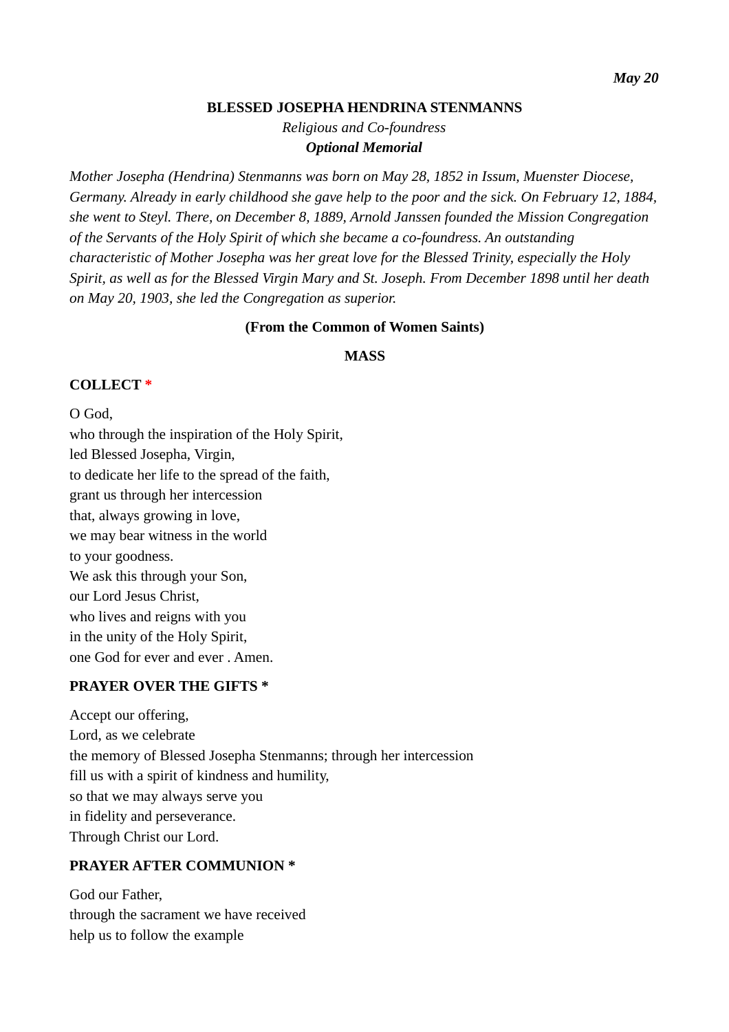*May 20*

## BLESSED JOSEPHA HENDRINA STENMANNS

*Religious and Co-foundress*

***Optional Memorial***

*Mother Josepha (Hendrina) Stenmanns was born on May 28, 1852 in Issum, Muenster Diocese, Germany. Already in early childhood she gave help to the poor and the sick. On February 12, 1884, she went to Steyl. There, on December 8, 1889, Arnold Janssen founded the Mission Congregation of the Servants of the Holy Spirit of which she became a co-foundress. An outstanding characteristic of Mother Josepha was her great love for the Blessed Trinity, especially the Holy Spirit, as well as for the Blessed Virgin Mary and St. Joseph. From December 1898 until her death on May 20, 1903, she led the Congregation as superior.*

**(From the Common of Women Saints)**

### MASS

**COLLECT** *

O God,
who through the inspiration of the Holy Spirit,
led Blessed Josepha, Virgin,
to dedicate her life to the spread of the faith,
grant us through her intercession
that, always growing in love,
we may bear witness in the world
to your goodness.
We ask this through your Son,
our Lord Jesus Christ,
who lives and reigns with you
in the unity of the Holy Spirit,
one God for ever and ever . Amen.

**PRAYER OVER THE GIFTS** *

Accept our offering,
Lord, as we celebrate
the memory of Blessed Josepha Stenmanns; through her intercession
fill us with a spirit of kindness and humility,
so that we may always serve you
in fidelity and perseverance.
Through Christ our Lord.

**PRAYER AFTER COMMUNION** *

God our Father,
through the sacrament we have received
help us to follow the example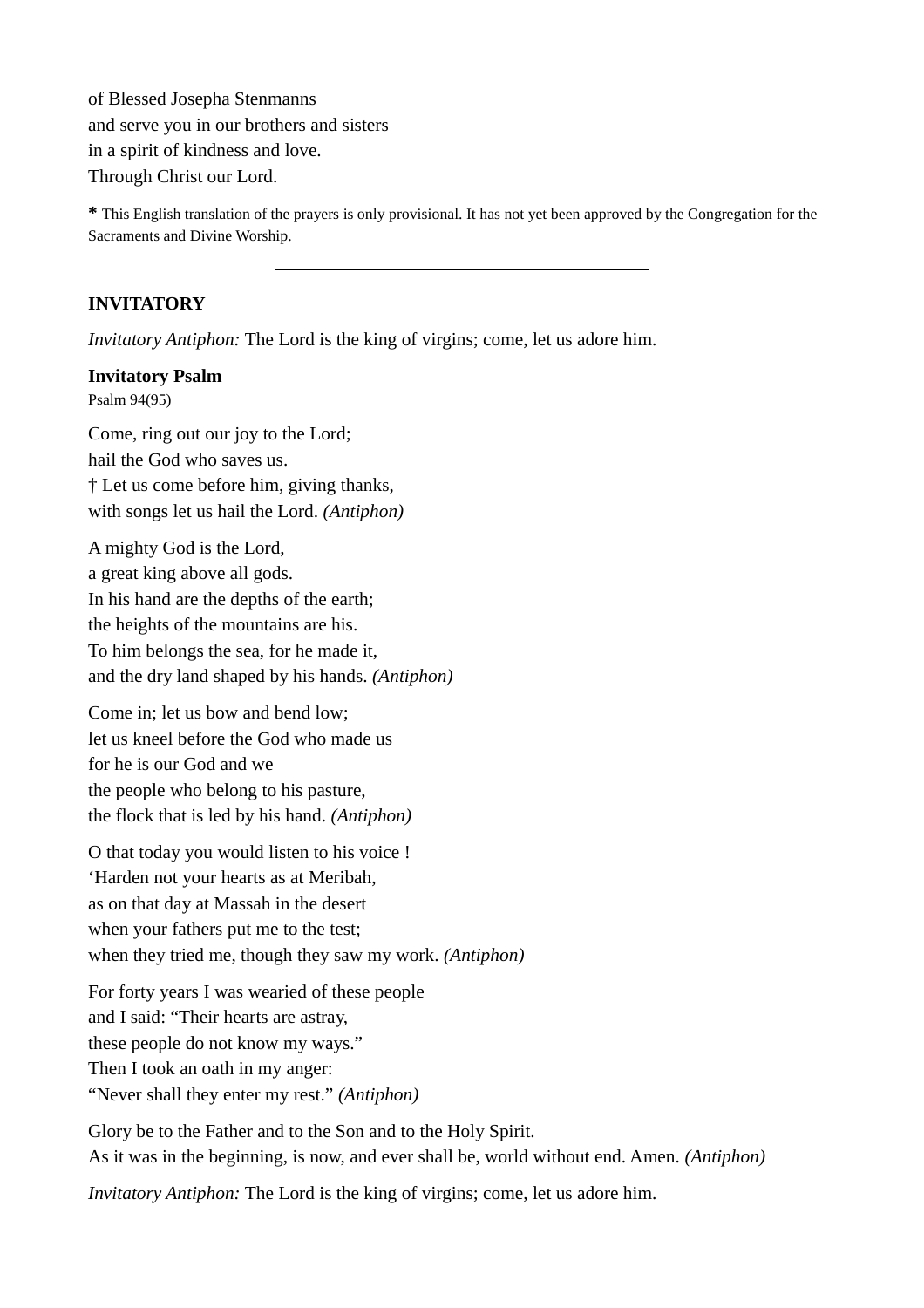of Blessed Josepha Stenmanns  
and serve you in our brothers and sisters  
in a spirit of kindness and love.  
Through Christ our Lord.

**\*** This English translation of the prayers is only provisional. It has not yet been approved by the Congregation for the Sacraments and Divine Worship.

---

## INVITATORY

*Invitatory Antiphon:* The Lord is the king of virgins; come, let us adore him.

### Invitatory Psalm

Psalm 94(95)

Come, ring out our joy to the Lord;  
hail the God who saves us.  
† Let us come before him, giving thanks,  
with songs let us hail the Lord. *(Antiphon)*

A mighty God is the Lord,  
a great king above all gods.  
In his hand are the depths of the earth;  
the heights of the mountains are his.  
To him belongs the sea, for he made it,  
and the dry land shaped by his hands. *(Antiphon)*

Come in; let us bow and bend low;  
let us kneel before the God who made us  
for he is our God and we  
the people who belong to his pasture,  
the flock that is led by his hand. *(Antiphon)*

O that today you would listen to his voice !  
'Harden not your hearts as at Meribah,  
as on that day at Massah in the desert  
when your fathers put me to the test;  
when they tried me, though they saw my work. *(Antiphon)*

For forty years I was wearied of these people  
and I said: "Their hearts are astray,  
these people do not know my ways."  
Then I took an oath in my anger:  
"Never shall they enter my rest." *(Antiphon)*

Glory be to the Father and to the Son and to the Holy Spirit.  
As it was in the beginning, is now, and ever shall be, world without end. Amen. *(Antiphon)*

*Invitatory Antiphon:* The Lord is the king of virgins; come, let us adore him.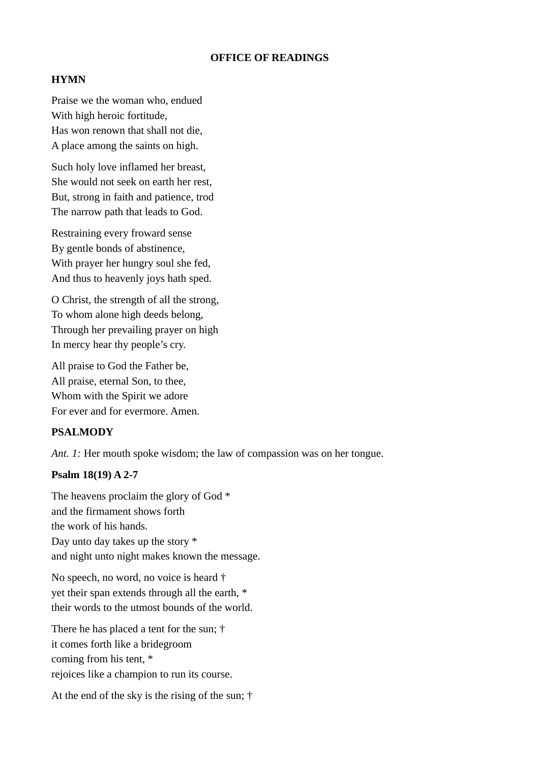## OFFICE OF READINGS

### HYMN

Praise we the woman who, endued
With high heroic fortitude,
Has won renown that shall not die,
A place among the saints on high.

Such holy love inflamed her breast,
She would not seek on earth her rest,
But, strong in faith and patience, trod
The narrow path that leads to God.

Restraining every froward sense
By gentle bonds of abstinence,
With prayer her hungry soul she fed,
And thus to heavenly joys hath sped.

O Christ, the strength of all the strong,
To whom alone high deeds belong,
Through her prevailing prayer on high
In mercy hear thy people's cry.

All praise to God the Father be,
All praise, eternal Son, to thee,
Whom with the Spirit we adore
For ever and for evermore. Amen.

### PSALMODY

*Ant. 1:* Her mouth spoke wisdom; the law of compassion was on her tongue.

**Psalm 18(19) A 2-7**

The heavens proclaim the glory of God *
and the firmament shows forth
the work of his hands.
Day unto day takes up the story *
and night unto night makes known the message.

No speech, no word, no voice is heard †
yet their span extends through all the earth, *
their words to the utmost bounds of the world.

There he has placed a tent for the sun; †
it comes forth like a bridegroom
coming from his tent, *
rejoices like a champion to run its course.

At the end of the sky is the rising of the sun; †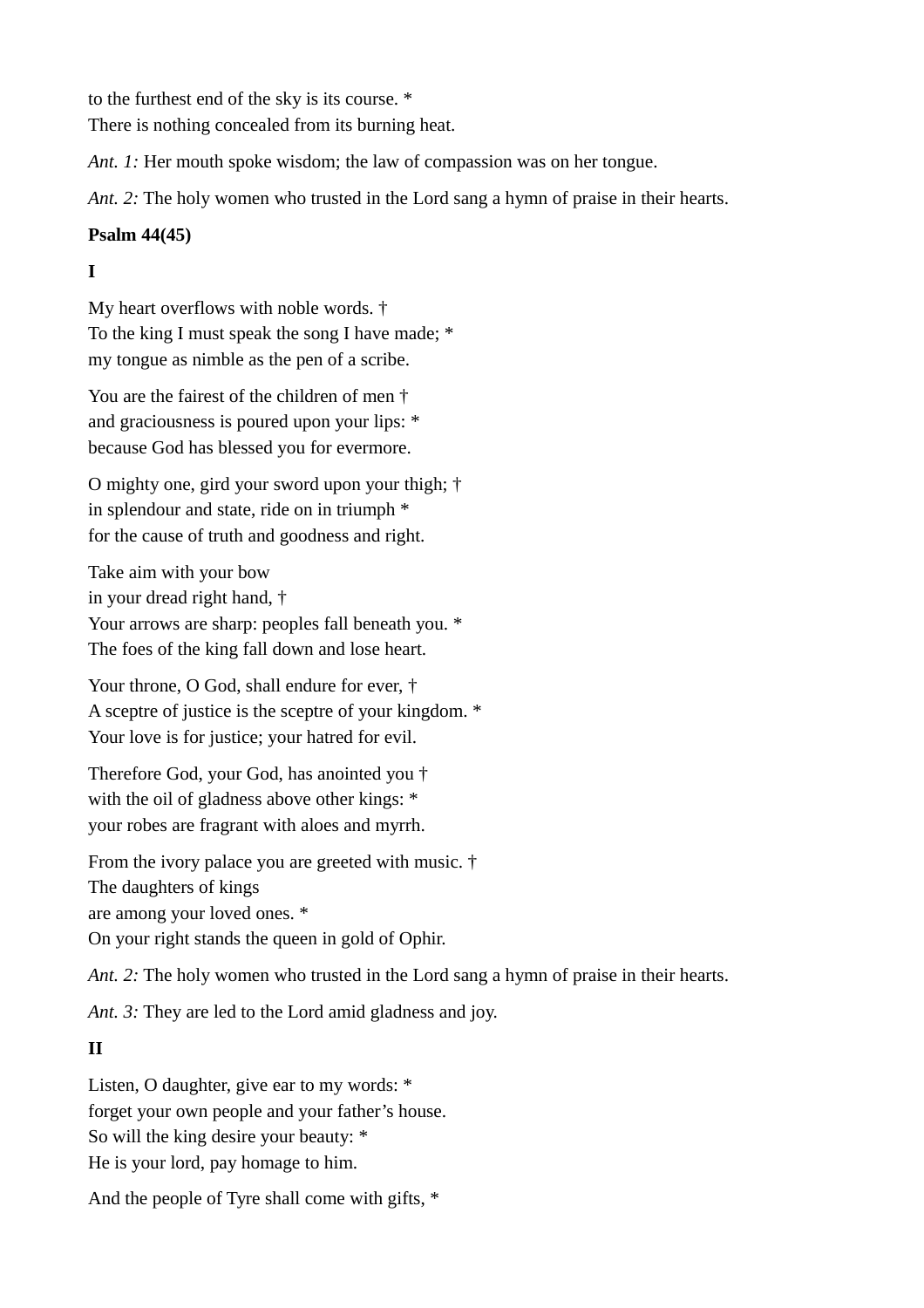to the furthest end of the sky is its course. *
There is nothing concealed from its burning heat.

*Ant. 1:* Her mouth spoke wisdom; the law of compassion was on her tongue.

*Ant. 2:* The holy women who trusted in the Lord sang a hymn of praise in their hearts.

**Psalm 44(45)**

**I**

My heart overflows with noble words. †
To the king I must speak the song I have made; *
my tongue as nimble as the pen of a scribe.

You are the fairest of the children of men †
and graciousness is poured upon your lips: *
because God has blessed you for evermore.

O mighty one, gird your sword upon your thigh; †
in splendour and state, ride on in triumph *
for the cause of truth and goodness and right.

Take aim with your bow
in your dread right hand, †
Your arrows are sharp: peoples fall beneath you. *
The foes of the king fall down and lose heart.

Your throne, O God, shall endure for ever, †
A sceptre of justice is the sceptre of your kingdom. *
Your love is for justice; your hatred for evil.

Therefore God, your God, has anointed you †
with the oil of gladness above other kings: *
your robes are fragrant with aloes and myrrh.

From the ivory palace you are greeted with music. †
The daughters of kings
are among your loved ones. *
On your right stands the queen in gold of Ophir.

*Ant. 2:* The holy women who trusted in the Lord sang a hymn of praise in their hearts.

*Ant. 3:* They are led to the Lord amid gladness and joy.

**II**

Listen, O daughter, give ear to my words: *
forget your own people and your father’s house.
So will the king desire your beauty: *
He is your lord, pay homage to him.

And the people of Tyre shall come with gifts, *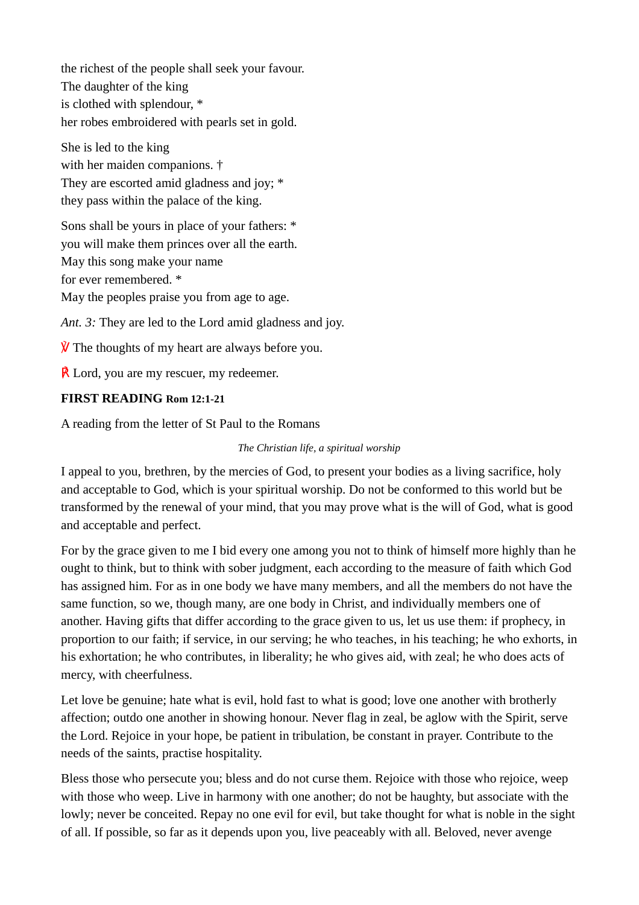the richest of the people shall seek your favour.
The daughter of the king
is clothed with splendour, *
her robes embroidered with pearls set in gold.

She is led to the king
with her maiden companions. †
They are escorted amid gladness and joy; *
they pass within the palace of the king.

Sons shall be yours in place of your fathers: *
you will make them princes over all the earth.
May this song make your name
for ever remembered. *
May the peoples praise you from age to age.

*Ant. 3:* They are led to the Lord amid gladness and joy.

℣ The thoughts of my heart are always before you.

℟ Lord, you are my rescuer, my redeemer.

**FIRST READING Rom 12:1-21**

A reading from the letter of St Paul to the Romans

*The Christian life, a spiritual worship*

I appeal to you, brethren, by the mercies of God, to present your bodies as a living sacrifice, holy and acceptable to God, which is your spiritual worship. Do not be conformed to this world but be transformed by the renewal of your mind, that you may prove what is the will of God, what is good and acceptable and perfect.

For by the grace given to me I bid every one among you not to think of himself more highly than he ought to think, but to think with sober judgment, each according to the measure of faith which God has assigned him. For as in one body we have many members, and all the members do not have the same function, so we, though many, are one body in Christ, and individually members one of another. Having gifts that differ according to the grace given to us, let us use them: if prophecy, in proportion to our faith; if service, in our serving; he who teaches, in his teaching; he who exhorts, in his exhortation; he who contributes, in liberality; he who gives aid, with zeal; he who does acts of mercy, with cheerfulness.

Let love be genuine; hate what is evil, hold fast to what is good; love one another with brotherly affection; outdo one another in showing honour. Never flag in zeal, be aglow with the Spirit, serve the Lord. Rejoice in your hope, be patient in tribulation, be constant in prayer. Contribute to the needs of the saints, practise hospitality.

Bless those who persecute you; bless and do not curse them. Rejoice with those who rejoice, weep with those who weep. Live in harmony with one another; do not be haughty, but associate with the lowly; never be conceited. Repay no one evil for evil, but take thought for what is noble in the sight of all. If possible, so far as it depends upon you, live peaceably with all. Beloved, never avenge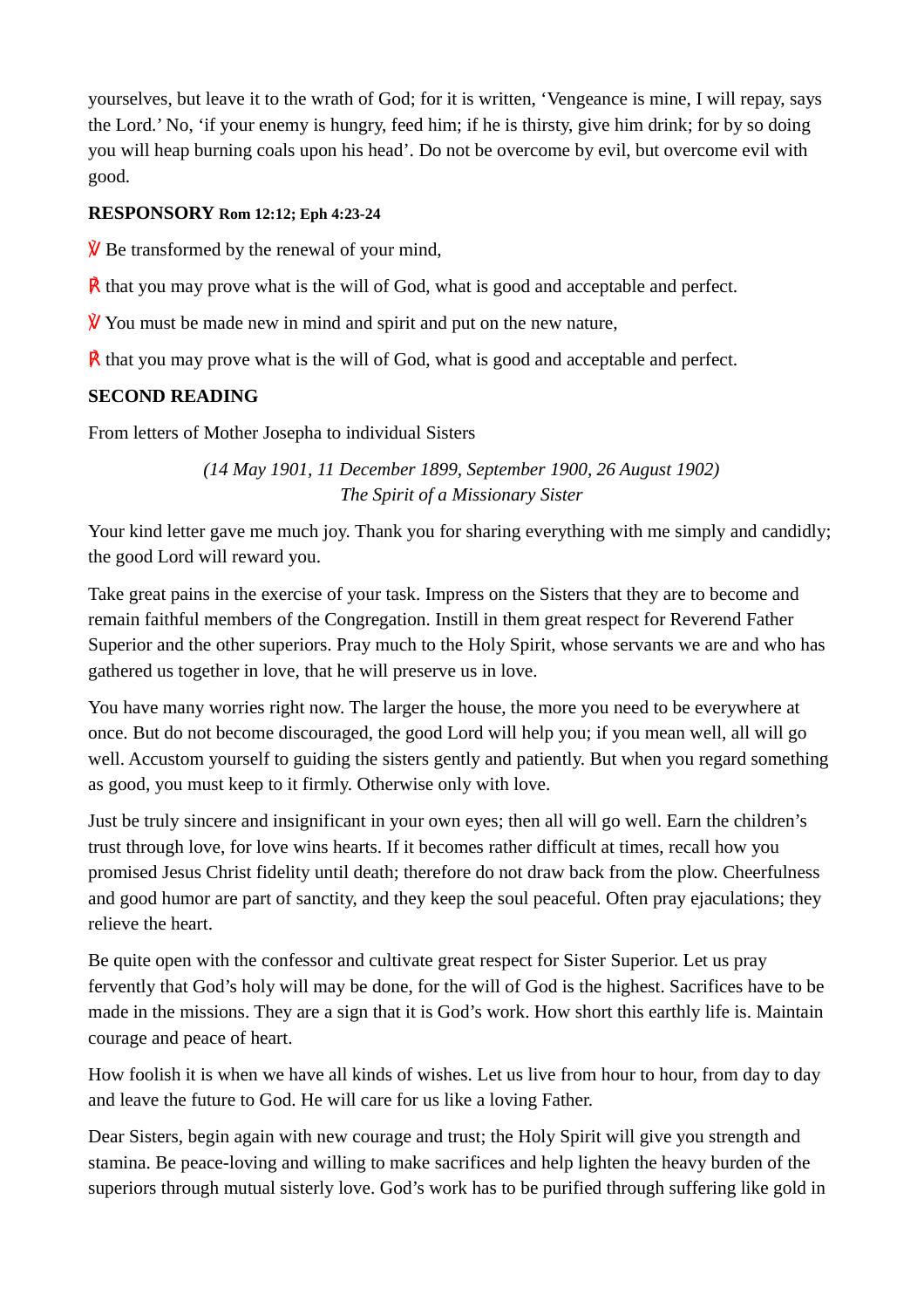yourselves, but leave it to the wrath of God; for it is written, 'Vengeance is mine, I will repay, says the Lord.' No, 'if your enemy is hungry, feed him; if he is thirsty, give him drink; for by so doing you will heap burning coals upon his head'. Do not be overcome by evil, but overcome evil with good.

**RESPONSORY Rom 12:12; Eph 4:23-24**

℣ Be transformed by the renewal of your mind,

℟ that you may prove what is the will of God, what is good and acceptable and perfect.

℣ You must be made new in mind and spirit and put on the new nature,

℟ that you may prove what is the will of God, what is good and acceptable and perfect.

**SECOND READING**

From letters of Mother Josepha to individual Sisters

*(14 May 1901, 11 December 1899, September 1900, 26 August 1902)*
*The Spirit of a Missionary Sister*

Your kind letter gave me much joy. Thank you for sharing everything with me simply and candidly; the good Lord will reward you.

Take great pains in the exercise of your task. Impress on the Sisters that they are to become and remain faithful members of the Congregation. Instill in them great respect for Reverend Father Superior and the other superiors. Pray much to the Holy Spirit, whose servants we are and who has gathered us together in love, that he will preserve us in love.

You have many worries right now. The larger the house, the more you need to be everywhere at once. But do not become discouraged, the good Lord will help you; if you mean well, all will go well. Accustom yourself to guiding the sisters gently and patiently. But when you regard something as good, you must keep to it firmly. Otherwise only with love.

Just be truly sincere and insignificant in your own eyes; then all will go well. Earn the children's trust through love, for love wins hearts. If it becomes rather difficult at times, recall how you promised Jesus Christ fidelity until death; therefore do not draw back from the plow. Cheerfulness and good humor are part of sanctity, and they keep the soul peaceful. Often pray ejaculations; they relieve the heart.

Be quite open with the confessor and cultivate great respect for Sister Superior. Let us pray fervently that God's holy will may be done, for the will of God is the highest. Sacrifices have to be made in the missions. They are a sign that it is God's work. How short this earthly life is. Maintain courage and peace of heart.

How foolish it is when we have all kinds of wishes. Let us live from hour to hour, from day to day and leave the future to God. He will care for us like a loving Father.

Dear Sisters, begin again with new courage and trust; the Holy Spirit will give you strength and stamina. Be peace-loving and willing to make sacrifices and help lighten the heavy burden of the superiors through mutual sisterly love. God's work has to be purified through suffering like gold in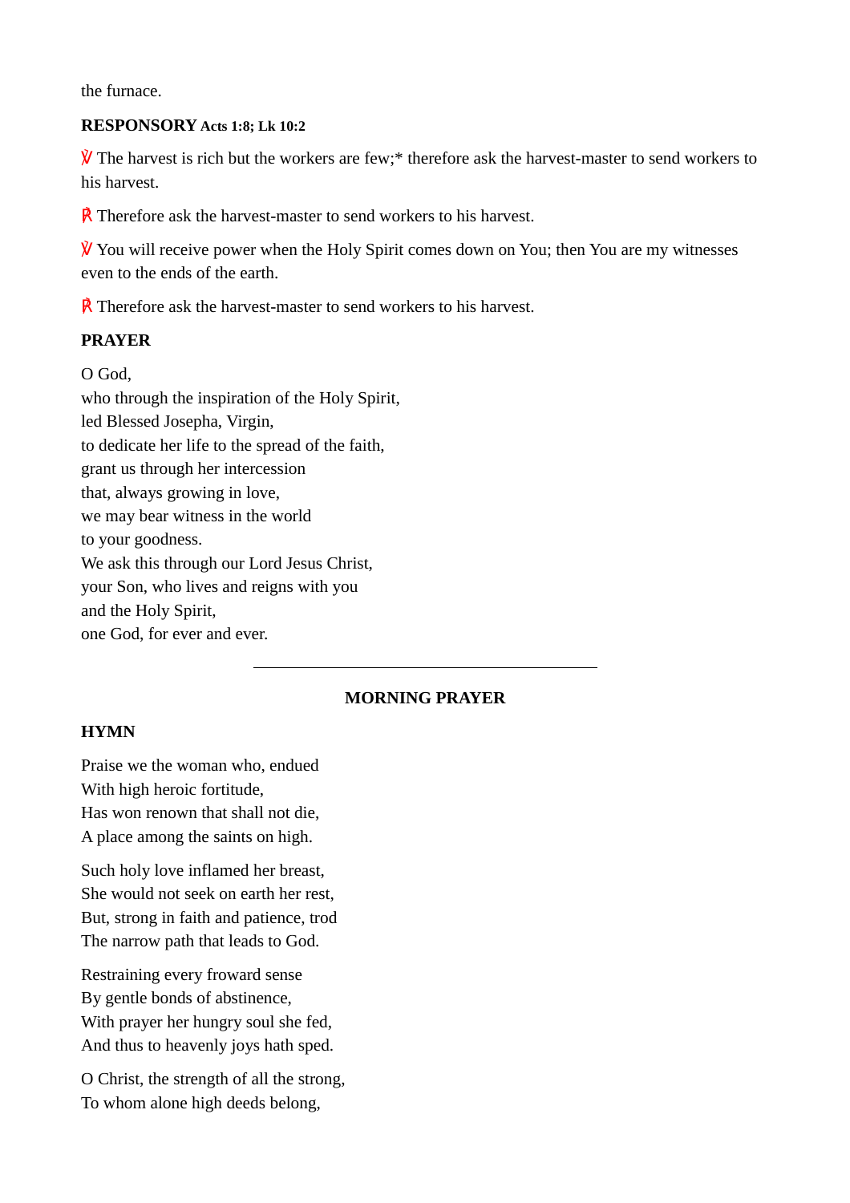the furnace.

**RESPONSORY** **Acts 1:8; Lk 10:2**

℣ The harvest is rich but the workers are few;* therefore ask the harvest-master to send workers to his harvest.

℟ Therefore ask the harvest-master to send workers to his harvest.

℣ You will receive power when the Holy Spirit comes down on You; then You are my witnesses even to the ends of the earth.

℟ Therefore ask the harvest-master to send workers to his harvest.

**PRAYER**

O God,
who through the inspiration of the Holy Spirit,
led Blessed Josepha, Virgin,
to dedicate her life to the spread of the faith,
grant us through her intercession
that, always growing in love,
we may bear witness in the world
to your goodness.
We ask this through our Lord Jesus Christ,
your Son, who lives and reigns with you
and the Holy Spirit,
one God, for ever and ever.

---

## MORNING PRAYER

**HYMN**

Praise we the woman who, endued
With high heroic fortitude,
Has won renown that shall not die,
A place among the saints on high.

Such holy love inflamed her breast,
She would not seek on earth her rest,
But, strong in faith and patience, trod
The narrow path that leads to God.

Restraining every froward sense
By gentle bonds of abstinence,
With prayer her hungry soul she fed,
And thus to heavenly joys hath sped.

O Christ, the strength of all the strong,
To whom alone high deeds belong,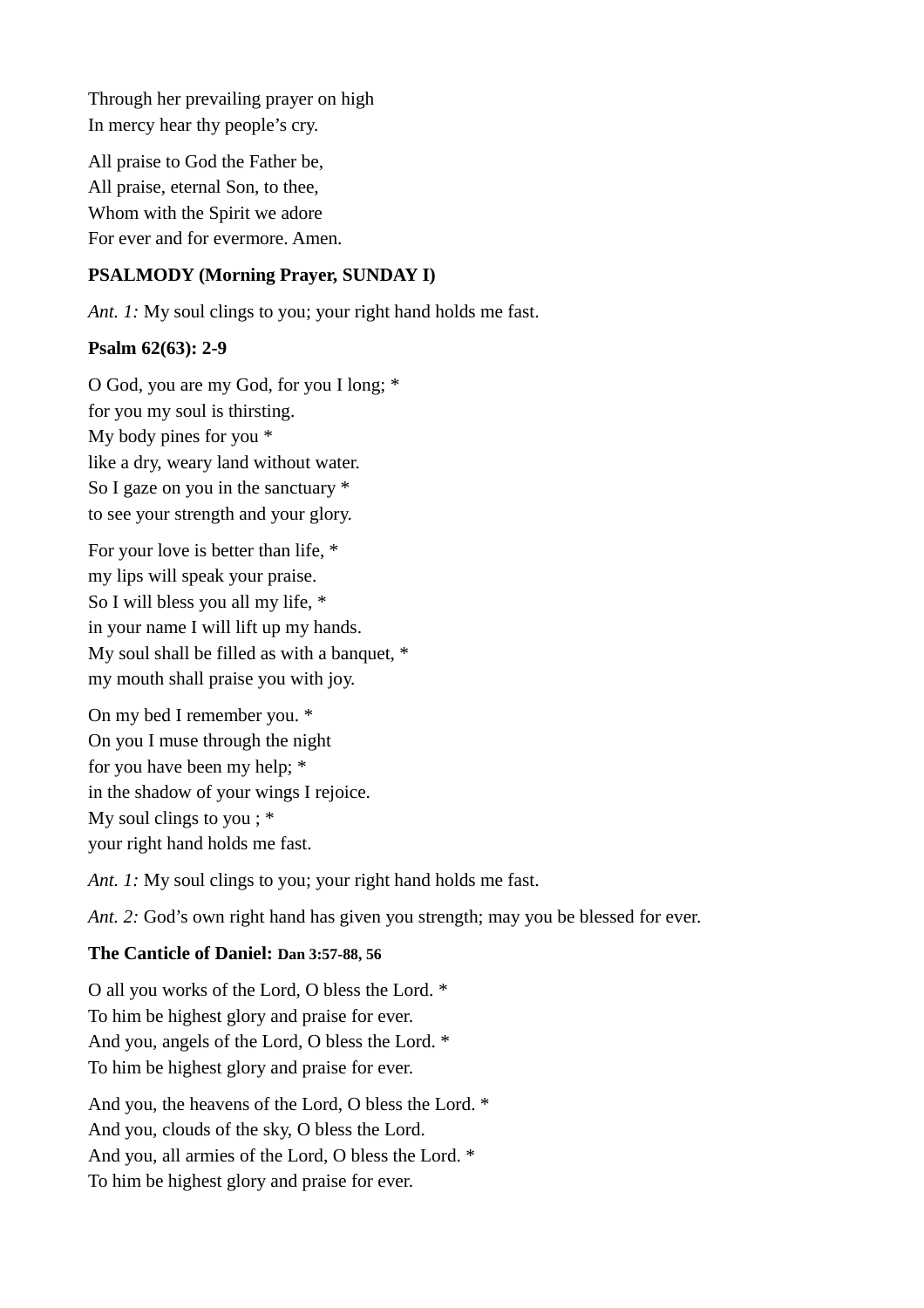Through her prevailing prayer on high
In mercy hear thy people's cry.

All praise to God the Father be,
All praise, eternal Son, to thee,
Whom with the Spirit we adore
For ever and for evermore. Amen.

**PSALMODY (Morning Prayer, SUNDAY I)**

*Ant. 1:* My soul clings to you; your right hand holds me fast.

**Psalm 62(63): 2-9**

O God, you are my God, for you I long; *
for you my soul is thirsting.
My body pines for you *
like a dry, weary land without water.
So I gaze on you in the sanctuary *
to see your strength and your glory.

For your love is better than life, *
my lips will speak your praise.
So I will bless you all my life, *
in your name I will lift up my hands.
My soul shall be filled as with a banquet, *
my mouth shall praise you with joy.

On my bed I remember you. *
On you I muse through the night
for you have been my help; *
in the shadow of your wings I rejoice.
My soul clings to you ; *
your right hand holds me fast.

*Ant. 1:* My soul clings to you; your right hand holds me fast.

*Ant. 2:* God's own right hand has given you strength; may you be blessed for ever.

**The Canticle of Daniel: Dan 3:57-88, 56**

O all you works of the Lord, O bless the Lord. *
To him be highest glory and praise for ever.
And you, angels of the Lord, O bless the Lord. *
To him be highest glory and praise for ever.

And you, the heavens of the Lord, O bless the Lord. *
And you, clouds of the sky, O bless the Lord.
And you, all armies of the Lord, O bless the Lord. *
To him be highest glory and praise for ever.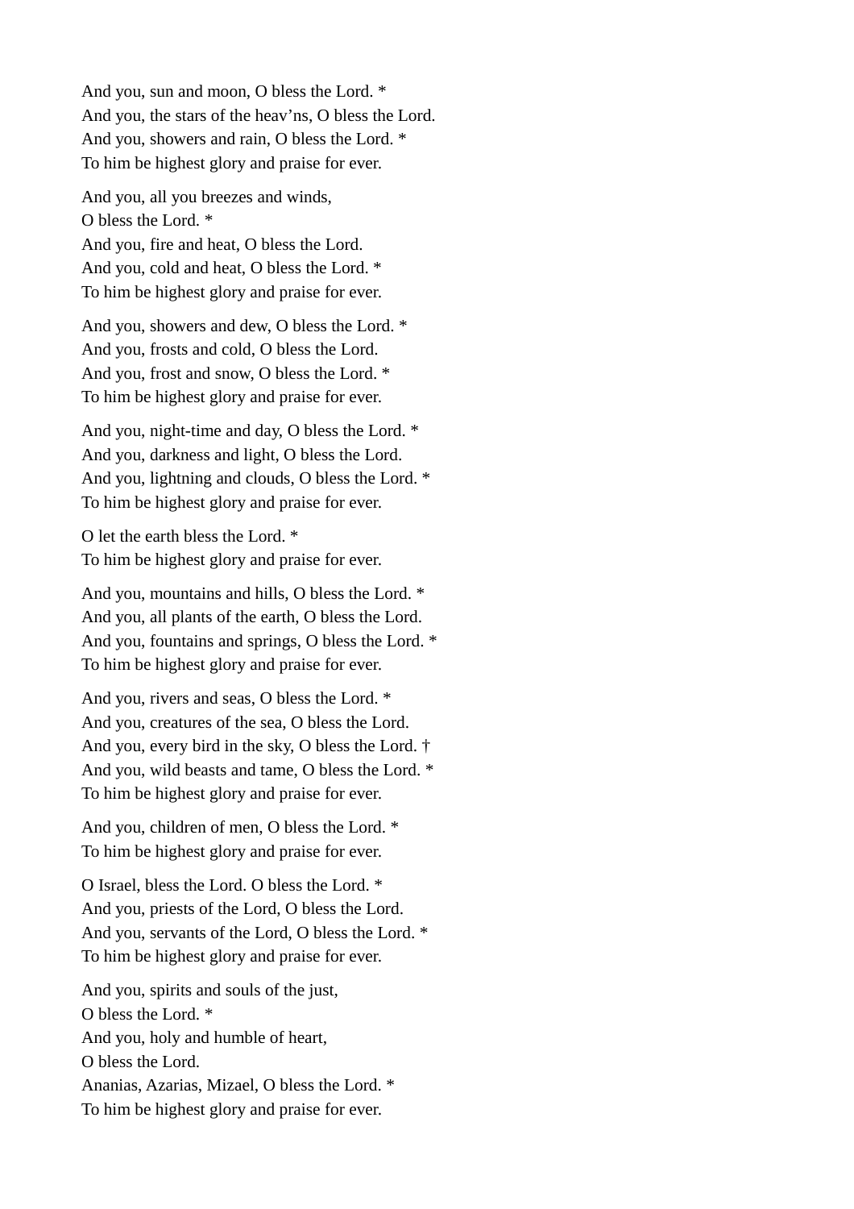And you, sun and moon, O bless the Lord. *  
And you, the stars of the heav'ns, O bless the Lord.  
And you, showers and rain, O bless the Lord. *  
To him be highest glory and praise for ever.

And you, all you breezes and winds,  
O bless the Lord. *  
And you, fire and heat, O bless the Lord.  
And you, cold and heat, O bless the Lord. *  
To him be highest glory and praise for ever.

And you, showers and dew, O bless the Lord. *  
And you, frosts and cold, O bless the Lord.  
And you, frost and snow, O bless the Lord. *  
To him be highest glory and praise for ever.

And you, night-time and day, O bless the Lord. *  
And you, darkness and light, O bless the Lord.  
And you, lightning and clouds, O bless the Lord. *  
To him be highest glory and praise for ever.

O let the earth bless the Lord. *  
To him be highest glory and praise for ever.

And you, mountains and hills, O bless the Lord. *  
And you, all plants of the earth, O bless the Lord.  
And you, fountains and springs, O bless the Lord. *  
To him be highest glory and praise for ever.

And you, rivers and seas, O bless the Lord. *  
And you, creatures of the sea, O bless the Lord.  
And you, every bird in the sky, O bless the Lord. †  
And you, wild beasts and tame, O bless the Lord. *  
To him be highest glory and praise for ever.

And you, children of men, O bless the Lord. *  
To him be highest glory and praise for ever.

O Israel, bless the Lord. O bless the Lord. *  
And you, priests of the Lord, O bless the Lord.  
And you, servants of the Lord, O bless the Lord. *  
To him be highest glory and praise for ever.

And you, spirits and souls of the just,  
O bless the Lord. *  
And you, holy and humble of heart,  
O bless the Lord.  
Ananias, Azarias, Mizael, O bless the Lord. *  
To him be highest glory and praise for ever.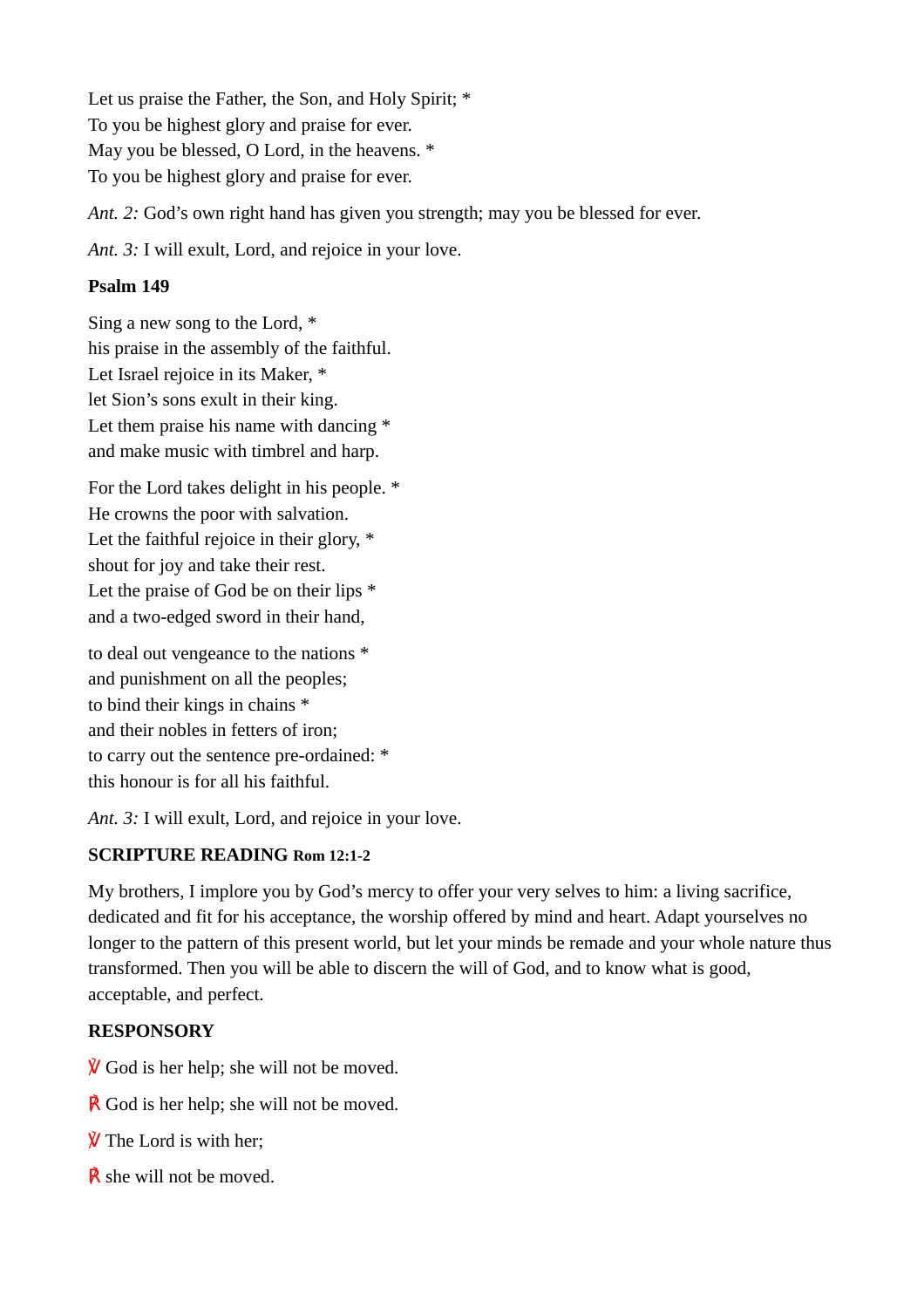Let us praise the Father, the Son, and Holy Spirit; *
To you be highest glory and praise for ever.
May you be blessed, O Lord, in the heavens. *
To you be highest glory and praise for ever.

*Ant. 2:* God's own right hand has given you strength; may you be blessed for ever.

*Ant. 3:* I will exult, Lord, and rejoice in your love.

**Psalm 149**

Sing a new song to the Lord, *
his praise in the assembly of the faithful.
Let Israel rejoice in its Maker, *
let Sion's sons exult in their king.
Let them praise his name with dancing *
and make music with timbrel and harp.

For the Lord takes delight in his people. *
He crowns the poor with salvation.
Let the faithful rejoice in their glory, *
shout for joy and take their rest.
Let the praise of God be on their lips *
and a two-edged sword in their hand,

to deal out vengeance to the nations *
and punishment on all the peoples;
to bind their kings in chains *
and their nobles in fetters of iron;
to carry out the sentence pre-ordained: *
this honour is for all his faithful.

*Ant. 3:* I will exult, Lord, and rejoice in your love.

**SCRIPTURE READING Rom 12:1-2**

My brothers, I implore you by God's mercy to offer your very selves to him: a living sacrifice, dedicated and fit for his acceptance, the worship offered by mind and heart. Adapt yourselves no longer to the pattern of this present world, but let your minds be remade and your whole nature thus transformed. Then you will be able to discern the will of God, and to know what is good, acceptable, and perfect.

**RESPONSORY**

℣ God is her help; she will not be moved.

℟ God is her help; she will not be moved.

℣ The Lord is with her;

℟ she will not be moved.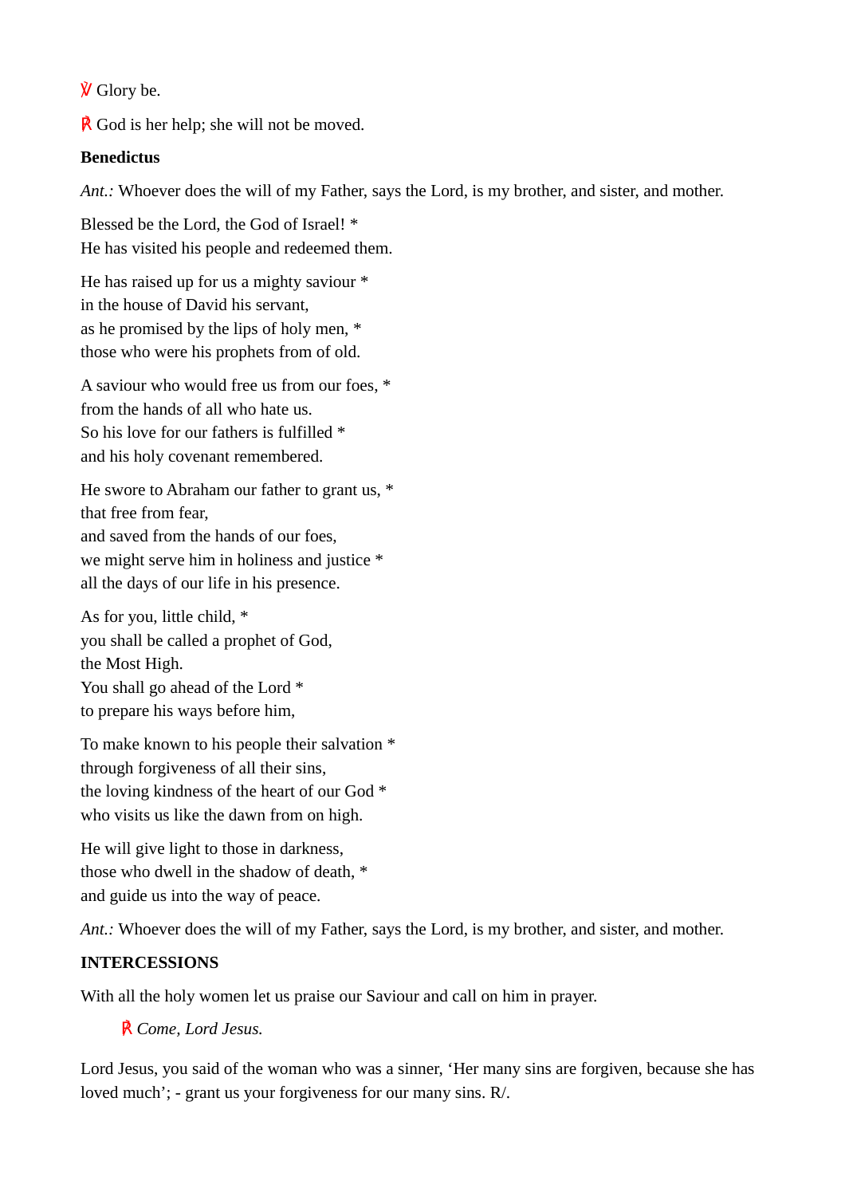℣ Glory be.

℟ God is her help; she will not be moved.

**Benedictus**

*Ant.:* Whoever does the will of my Father, says the Lord, is my brother, and sister, and mother.

Blessed be the Lord, the God of Israel! *
He has visited his people and redeemed them.

He has raised up for us a mighty saviour *
in the house of David his servant,
as he promised by the lips of holy men, *
those who were his prophets from of old.

A saviour who would free us from our foes, *
from the hands of all who hate us.
So his love for our fathers is fulfilled *
and his holy covenant remembered.

He swore to Abraham our father to grant us, *
that free from fear,
and saved from the hands of our foes,
we might serve him in holiness and justice *
all the days of our life in his presence.

As for you, little child, *
you shall be called a prophet of God,
the Most High.
You shall go ahead of the Lord *
to prepare his ways before him,

To make known to his people their salvation *
through forgiveness of all their sins,
the loving kindness of the heart of our God *
who visits us like the dawn from on high.

He will give light to those in darkness,
those who dwell in the shadow of death, *
and guide us into the way of peace.

*Ant.:* Whoever does the will of my Father, says the Lord, is my brother, and sister, and mother.

**INTERCESSIONS**

With all the holy women let us praise our Saviour and call on him in prayer.

> ℟ *Come, Lord Jesus.*

Lord Jesus, you said of the woman who was a sinner, ‘Her many sins are forgiven, because she has loved much’; - grant us your forgiveness for our many sins. R/.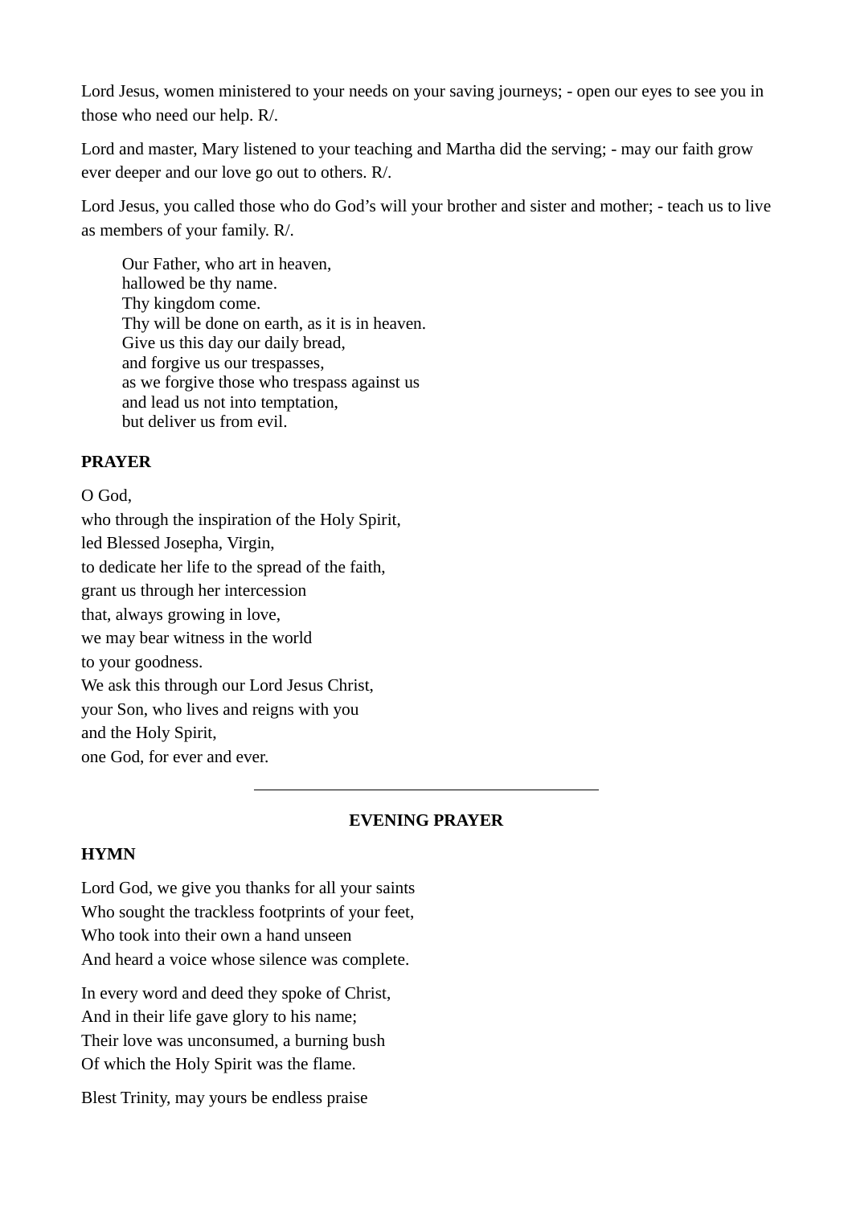Lord Jesus, women ministered to your needs on your saving journeys; - open our eyes to see you in those who need our help. R/.

Lord and master, Mary listened to your teaching and Martha did the serving; - may our faith grow ever deeper and our love go out to others. R/.

Lord Jesus, you called those who do God's will your brother and sister and mother; - teach us to live as members of your family. R/.

> Our Father, who art in heaven,
> hallowed be thy name.
> Thy kingdom come.
> Thy will be done on earth, as it is in heaven.
> Give us this day our daily bread,
> and forgive us our trespasses,
> as we forgive those who trespass against us
> and lead us not into temptation,
> but deliver us from evil.

**PRAYER**

O God,
who through the inspiration of the Holy Spirit,
led Blessed Josepha, Virgin,
to dedicate her life to the spread of the faith,
grant us through her intercession
that, always growing in love,
we may bear witness in the world
to your goodness.
We ask this through our Lord Jesus Christ,
your Son, who lives and reigns with you
and the Holy Spirit,
one God, for ever and ever.

---

## EVENING PRAYER

**HYMN**

Lord God, we give you thanks for all your saints
Who sought the trackless footprints of your feet,
Who took into their own a hand unseen
And heard a voice whose silence was complete.

In every word and deed they spoke of Christ,
And in their life gave glory to his name;
Their love was unconsumed, a burning bush
Of which the Holy Spirit was the flame.

Blest Trinity, may yours be endless praise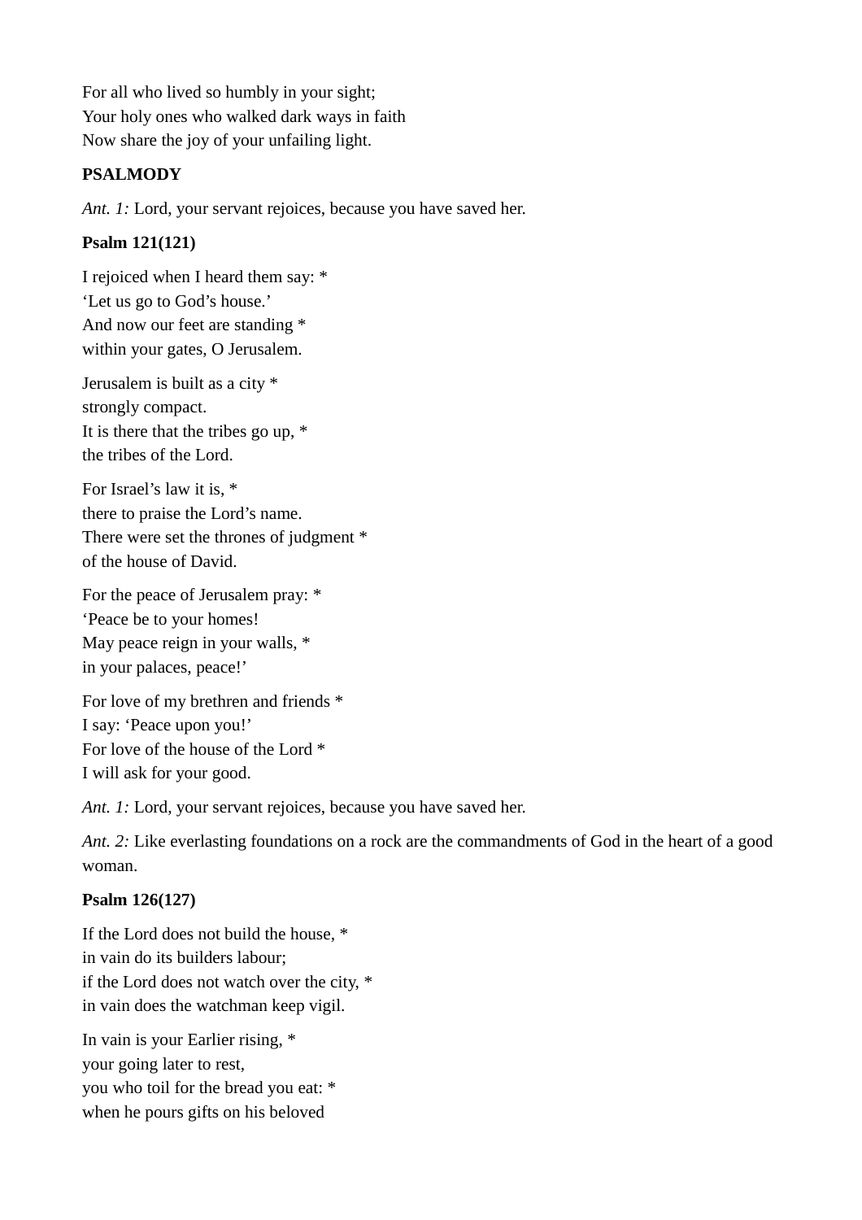For all who lived so humbly in your sight;
Your holy ones who walked dark ways in faith
Now share the joy of your unfailing light.

**PSALMODY**

*Ant. 1:* Lord, your servant rejoices, because you have saved her.

**Psalm 121(121)**

I rejoiced when I heard them say: *
'Let us go to God's house.'
And now our feet are standing *
within your gates, O Jerusalem.

Jerusalem is built as a city *
strongly compact.
It is there that the tribes go up, *
the tribes of the Lord.

For Israel's law it is, *
there to praise the Lord's name.
There were set the thrones of judgment *
of the house of David.

For the peace of Jerusalem pray: *
'Peace be to your homes!
May peace reign in your walls, *
in your palaces, peace!'

For love of my brethren and friends *
I say: 'Peace upon you!'
For love of the house of the Lord *
I will ask for your good.

*Ant. 1:* Lord, your servant rejoices, because you have saved her.

*Ant. 2:* Like everlasting foundations on a rock are the commandments of God in the heart of a good woman.

**Psalm 126(127)**

If the Lord does not build the house, *
in vain do its builders labour;
if the Lord does not watch over the city, *
in vain does the watchman keep vigil.

In vain is your Earlier rising, *
your going later to rest,
you who toil for the bread you eat: *
when he pours gifts on his beloved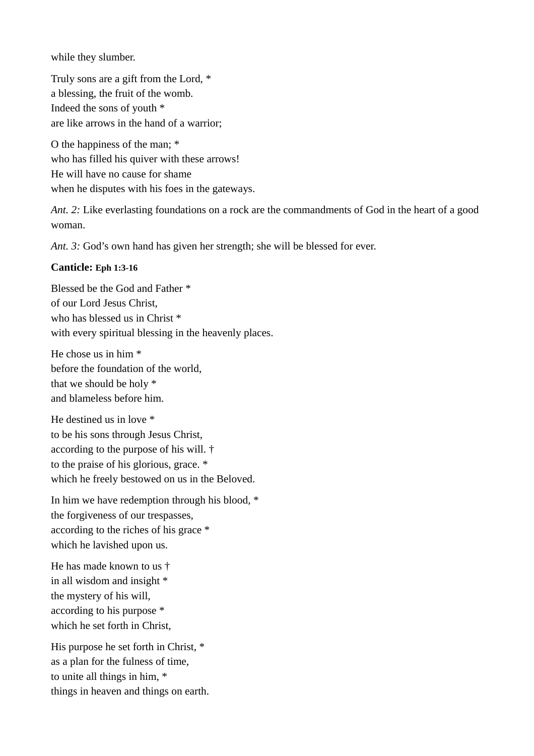while they slumber.

Truly sons are a gift from the Lord, *
a blessing, the fruit of the womb.
Indeed the sons of youth *
are like arrows in the hand of a warrior;

O the happiness of the man; *
who has filled his quiver with these arrows!
He will have no cause for shame
when he disputes with his foes in the gateways.

*Ant. 2:* Like everlasting foundations on a rock are the commandments of God in the heart of a good woman.

*Ant. 3:* God's own hand has given her strength; she will be blessed for ever.

**Canticle: Eph 1:3-16**

Blessed be the God and Father *
of our Lord Jesus Christ,
who has blessed us in Christ *
with every spiritual blessing in the heavenly places.

He chose us in him *
before the foundation of the world,
that we should be holy *
and blameless before him.

He destined us in love *
to be his sons through Jesus Christ,
according to the purpose of his will. †
to the praise of his glorious, grace. *
which he freely bestowed on us in the Beloved.

In him we have redemption through his blood, *
the forgiveness of our trespasses,
according to the riches of his grace *
which he lavished upon us.

He has made known to us †
in all wisdom and insight *
the mystery of his will,
according to his purpose *
which he set forth in Christ,

His purpose he set forth in Christ, *
as a plan for the fulness of time,
to unite all things in him, *
things in heaven and things on earth.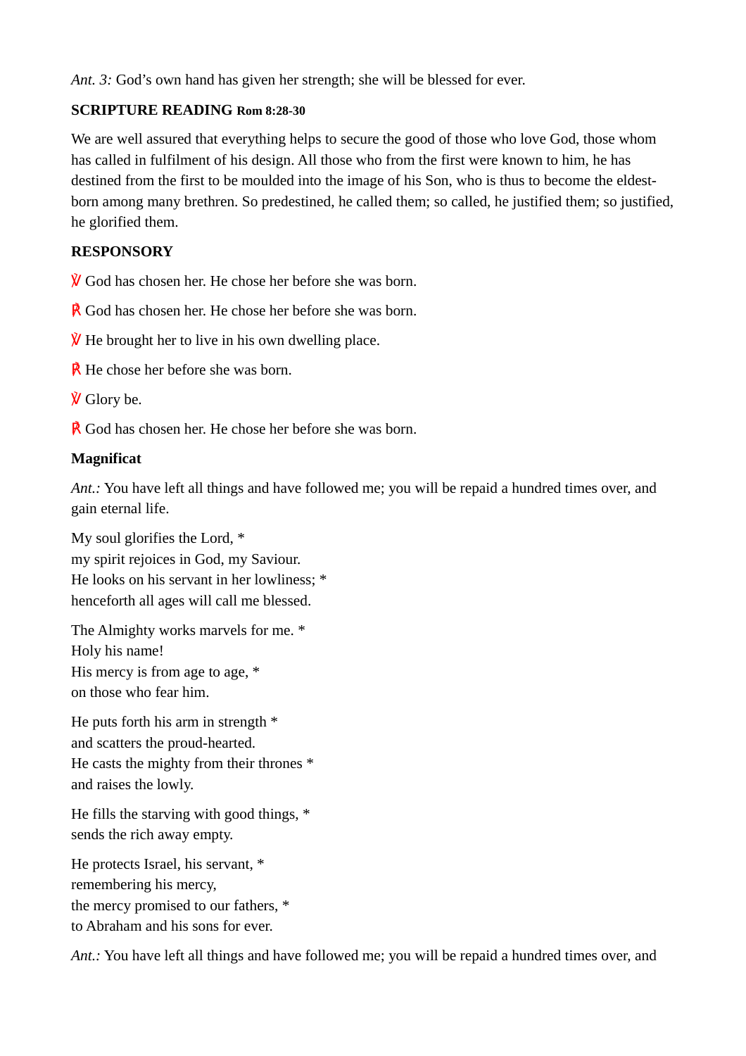*Ant. 3:* God’s own hand has given her strength; she will be blessed for ever.

**SCRIPTURE READING Rom 8:28-30**

We are well assured that everything helps to secure the good of those who love God, those whom has called in fulfilment of his design. All those who from the first were known to him, he has destined from the first to be moulded into the image of his Son, who is thus to become the eldest-born among many brethren. So predestined, he called them; so called, he justified them; so justified, he glorified them.

**RESPONSORY**

℣ God has chosen her. He chose her before she was born.

℟ God has chosen her. He chose her before she was born.

℣ He brought her to live in his own dwelling place.

℟ He chose her before she was born.

℣ Glory be.

℟ God has chosen her. He chose her before she was born.

**Magnificat**

*Ant.:* You have left all things and have followed me; you will be repaid a hundred times over, and gain eternal life.

My soul glorifies the Lord, *
my spirit rejoices in God, my Saviour.
He looks on his servant in her lowliness; *
henceforth all ages will call me blessed.

The Almighty works marvels for me. *
Holy his name!
His mercy is from age to age, *
on those who fear him.

He puts forth his arm in strength *
and scatters the proud-hearted.
He casts the mighty from their thrones *
and raises the lowly.

He fills the starving with good things, *
sends the rich away empty.

He protects Israel, his servant, *
remembering his mercy,
the mercy promised to our fathers, *
to Abraham and his sons for ever.

*Ant.:* You have left all things and have followed me; you will be repaid a hundred times over, and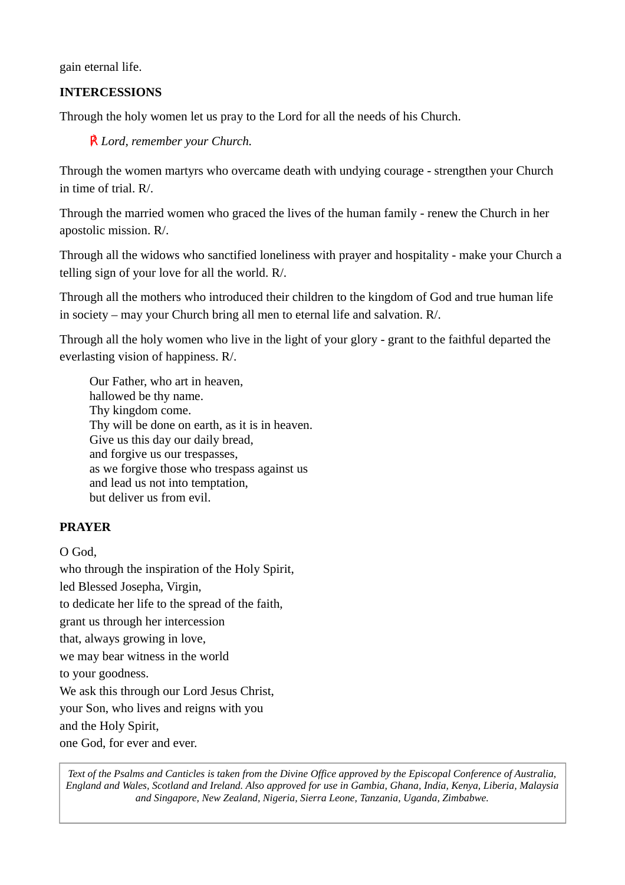gain eternal life.

**INTERCESSIONS**

Through the holy women let us pray to the Lord for all the needs of his Church.

> ℟ *Lord, remember your Church.*

Through the women martyrs who overcame death with undying courage - strengthen your Church in time of trial. R/.

Through the married women who graced the lives of the human family - renew the Church in her apostolic mission. R/.

Through all the widows who sanctified loneliness with prayer and hospitality - make your Church a telling sign of your love for all the world. R/.

Through all the mothers who introduced their children to the kingdom of God and true human life in society – may your Church bring all men to eternal life and salvation. R/.

Through all the holy women who live in the light of your glory - grant to the faithful departed the everlasting vision of happiness. R/.

> Our Father, who art in heaven,
> hallowed be thy name.
> Thy kingdom come.
> Thy will be done on earth, as it is in heaven.
> Give us this day our daily bread,
> and forgive us our trespasses,
> as we forgive those who trespass against us
> and lead us not into temptation,
> but deliver us from evil.

**PRAYER**

O God,
who through the inspiration of the Holy Spirit,
led Blessed Josepha, Virgin,
to dedicate her life to the spread of the faith,
grant us through her intercession
that, always growing in love,
we may bear witness in the world
to your goodness.
We ask this through our Lord Jesus Christ,
your Son, who lives and reigns with you
and the Holy Spirit,
one God, for ever and ever.

*Text of the Psalms and Canticles is taken from the Divine Office approved by the Episcopal Conference of Australia, England and Wales, Scotland and Ireland. Also approved for use in Gambia, Ghana, India, Kenya, Liberia, Malaysia and Singapore, New Zealand, Nigeria, Sierra Leone, Tanzania, Uganda, Zimbabwe.*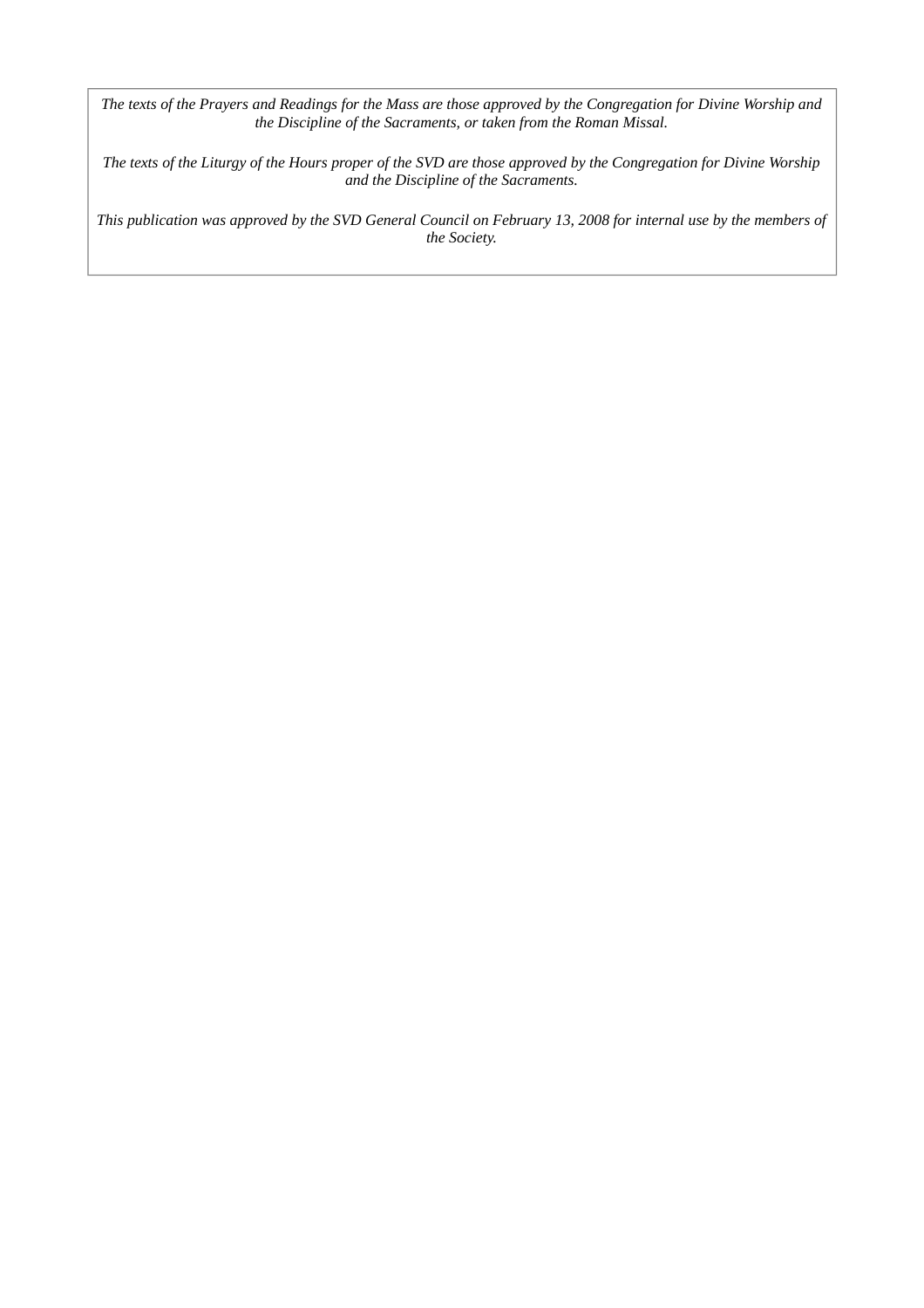*The texts of the Prayers and Readings for the Mass are those approved by the Congregation for Divine Worship and the Discipline of the Sacraments, or taken from the Roman Missal.*

*The texts of the Liturgy of the Hours proper of the SVD are those approved by the Congregation for Divine Worship and the Discipline of the Sacraments.*

*This publication was approved by the SVD General Council on February 13, 2008 for internal use by the members of the Society.*